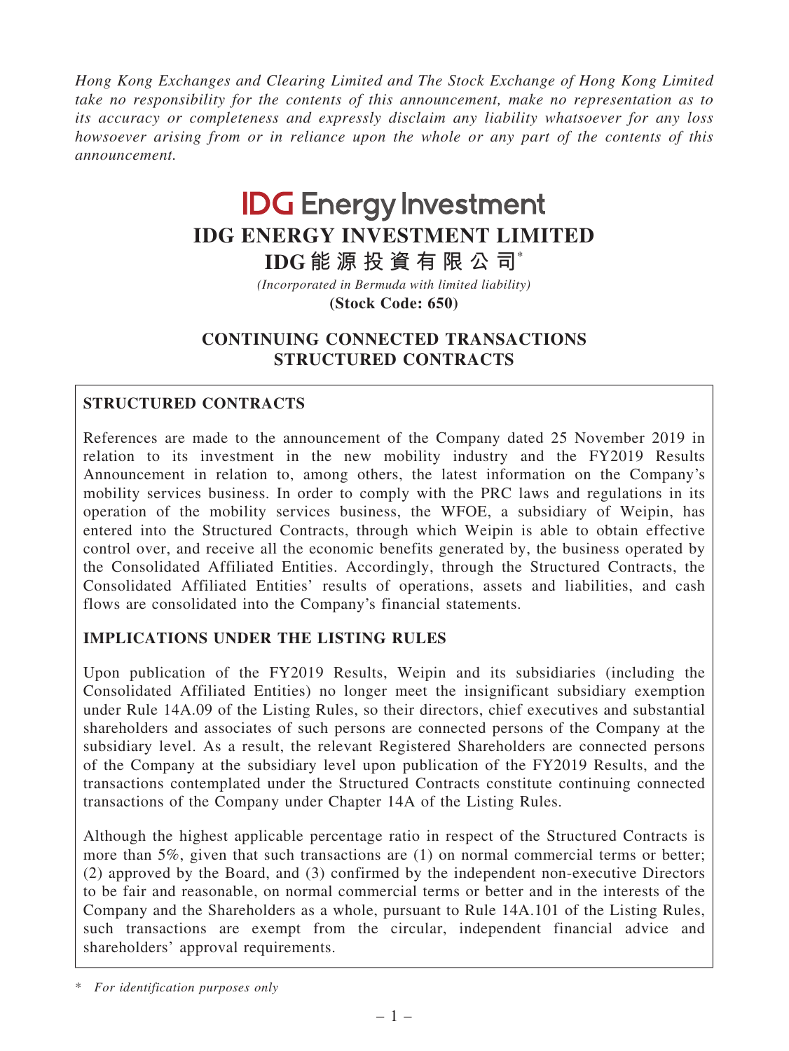*Hong Kong Exchanges and Clearing Limited and The Stock Exchange of Hong Kong Limited take no responsibility for the contents of this announcement, make no representation as to its accuracy or completeness and expressly disclaim any liability whatsoever for any loss howsoever arising from or in reliance upon the whole or any part of the contents of this announcement.*

**IDG Energy Investment**

# IDG ENERGY INVESTMENT LIMITED

**IDG能源投資有限公司***

*(Incorporated in Bermuda with limited liability)*

**(Stock Code: 650)**

# CONTINUING CONNECTED TRANSACTIONS STRUCTURED CONTRACTS

## STRUCTURED CONTRACTS

References are made to the announcement of the Company dated 25 November 2019 in relation to its investment in the new mobility industry and the FY2019 Results Announcement in relation to, among others, the latest information on the Company's mobility services business. In order to comply with the PRC laws and regulations in its operation of the mobility services business, the WFOE, a subsidiary of Weipin, has entered into the Structured Contracts, through which Weipin is able to obtain effective control over, and receive all the economic benefits generated by, the business operated by the Consolidated Affiliated Entities. Accordingly, through the Structured Contracts, the Consolidated Affiliated Entities' results of operations, assets and liabilities, and cash flows are consolidated into the Company's financial statements.

## IMPLICATIONS UNDER THE LISTING RULES

Upon publication of the FY2019 Results, Weipin and its subsidiaries (including the Consolidated Affiliated Entities) no longer meet the insignificant subsidiary exemption under Rule 14A.09 of the Listing Rules, so their directors, chief executives and substantial shareholders and associates of such persons are connected persons of the Company at the subsidiary level. As a result, the relevant Registered Shareholders are connected persons of the Company at the subsidiary level upon publication of the FY2019 Results, and the transactions contemplated under the Structured Contracts constitute continuing connected transactions of the Company under Chapter 14A of the Listing Rules.

Although the highest applicable percentage ratio in respect of the Structured Contracts is more than 5%, given that such transactions are (1) on normal commercial terms or better; (2) approved by the Board, and (3) confirmed by the independent non-executive Directors to be fair and reasonable, on normal commercial terms or better and in the interests of the Company and the Shareholders as a whole, pursuant to Rule 14A.101 of the Listing Rules, such transactions are exempt from the circular, independent financial advice and shareholders' approval requirements.

\* *For identification purposes only*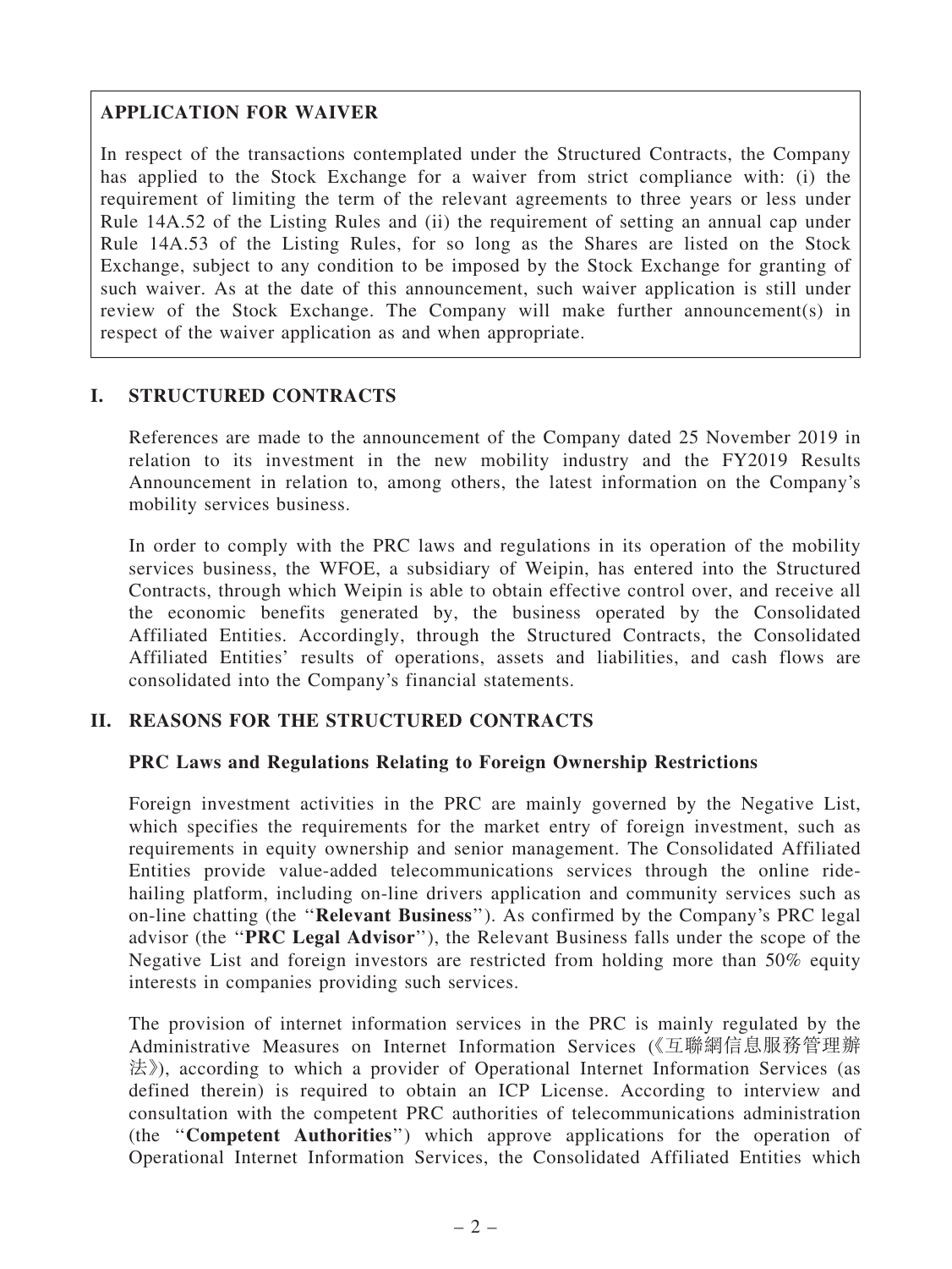**APPLICATION FOR WAIVER**

In respect of the transactions contemplated under the Structured Contracts, the Company has applied to the Stock Exchange for a waiver from strict compliance with: (i) the requirement of limiting the term of the relevant agreements to three years or less under Rule 14A.52 of the Listing Rules and (ii) the requirement of setting an annual cap under Rule 14A.53 of the Listing Rules, for so long as the Shares are listed on the Stock Exchange, subject to any condition to be imposed by the Stock Exchange for granting of such waiver. As at the date of this announcement, such waiver application is still under review of the Stock Exchange. The Company will make further announcement(s) in respect of the waiver application as and when appropriate.

## I. STRUCTURED CONTRACTS

References are made to the announcement of the Company dated 25 November 2019 in relation to its investment in the new mobility industry and the FY2019 Results Announcement in relation to, among others, the latest information on the Company's mobility services business.

In order to comply with the PRC laws and regulations in its operation of the mobility services business, the WFOE, a subsidiary of Weipin, has entered into the Structured Contracts, through which Weipin is able to obtain effective control over, and receive all the economic benefits generated by, the business operated by the Consolidated Affiliated Entities. Accordingly, through the Structured Contracts, the Consolidated Affiliated Entities' results of operations, assets and liabilities, and cash flows are consolidated into the Company's financial statements.

## II. REASONS FOR THE STRUCTURED CONTRACTS

### PRC Laws and Regulations Relating to Foreign Ownership Restrictions

Foreign investment activities in the PRC are mainly governed by the Negative List, which specifies the requirements for the market entry of foreign investment, such as requirements in equity ownership and senior management. The Consolidated Affiliated Entities provide value-added telecommunications services through the online ride-hailing platform, including on-line drivers application and community services such as on-line chatting (the "**Relevant Business**"). As confirmed by the Company's PRC legal advisor (the "**PRC Legal Advisor**"), the Relevant Business falls under the scope of the Negative List and foreign investors are restricted from holding more than 50% equity interests in companies providing such services.

The provision of internet information services in the PRC is mainly regulated by the Administrative Measures on Internet Information Services (《互聯網信息服務管理辦法》), according to which a provider of Operational Internet Information Services (as defined therein) is required to obtain an ICP License. According to interview and consultation with the competent PRC authorities of telecommunications administration (the "**Competent Authorities**") which approve applications for the operation of Operational Internet Information Services, the Consolidated Affiliated Entities which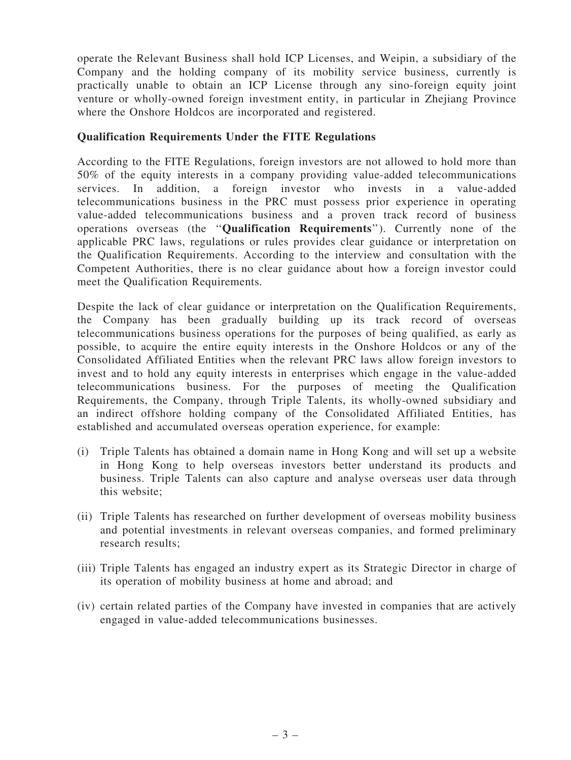operate the Relevant Business shall hold ICP Licenses, and Weipin, a subsidiary of the Company and the holding company of its mobility service business, currently is practically unable to obtain an ICP License through any sino-foreign equity joint venture or wholly-owned foreign investment entity, in particular in Zhejiang Province where the Onshore Holdcos are incorporated and registered.

**Qualification Requirements Under the FITE Regulations**

According to the FITE Regulations, foreign investors are not allowed to hold more than 50% of the equity interests in a company providing value-added telecommunications services. In addition, a foreign investor who invests in a value-added telecommunications business in the PRC must possess prior experience in operating value-added telecommunications business and a proven track record of business operations overseas (the "**Qualification Requirements**"). Currently none of the applicable PRC laws, regulations or rules provides clear guidance or interpretation on the Qualification Requirements. According to the interview and consultation with the Competent Authorities, there is no clear guidance about how a foreign investor could meet the Qualification Requirements.

Despite the lack of clear guidance or interpretation on the Qualification Requirements, the Company has been gradually building up its track record of overseas telecommunications business operations for the purposes of being qualified, as early as possible, to acquire the entire equity interests in the Onshore Holdcos or any of the Consolidated Affiliated Entities when the relevant PRC laws allow foreign investors to invest and to hold any equity interests in enterprises which engage in the value-added telecommunications business. For the purposes of meeting the Qualification Requirements, the Company, through Triple Talents, its wholly-owned subsidiary and an indirect offshore holding company of the Consolidated Affiliated Entities, has established and accumulated overseas operation experience, for example:

(i) Triple Talents has obtained a domain name in Hong Kong and will set up a website in Hong Kong to help overseas investors better understand its products and business. Triple Talents can also capture and analyse overseas user data through this website;

(ii) Triple Talents has researched on further development of overseas mobility business and potential investments in relevant overseas companies, and formed preliminary research results;

(iii) Triple Talents has engaged an industry expert as its Strategic Director in charge of its operation of mobility business at home and abroad; and

(iv) certain related parties of the Company have invested in companies that are actively engaged in value-added telecommunications businesses.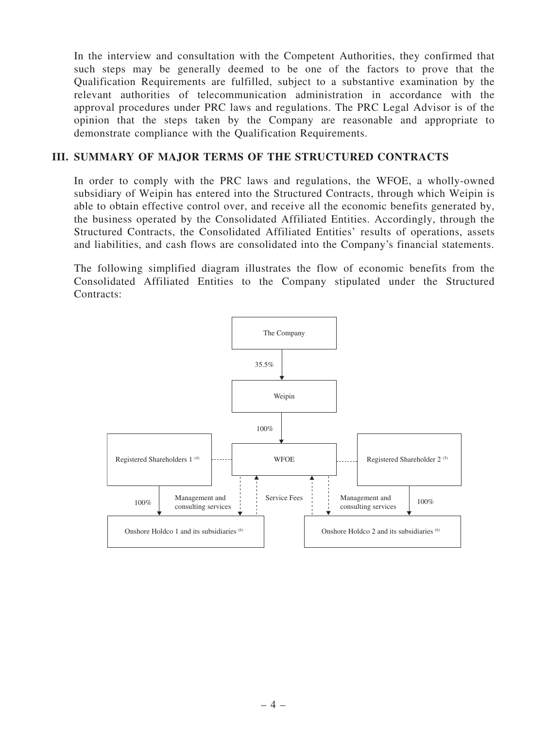In the interview and consultation with the Competent Authorities, they confirmed that such steps may be generally deemed to be one of the factors to prove that the Qualification Requirements are fulfilled, subject to a substantive examination by the relevant authorities of telecommunication administration in accordance with the approval procedures under PRC laws and regulations. The PRC Legal Advisor is of the opinion that the steps taken by the Company are reasonable and appropriate to demonstrate compliance with the Qualification Requirements.

## III. SUMMARY OF MAJOR TERMS OF THE STRUCTURED CONTRACTS

In order to comply with the PRC laws and regulations, the WFOE, a wholly-owned subsidiary of Weipin has entered into the Structured Contracts, through which Weipin is able to obtain effective control over, and receive all the economic benefits generated by, the business operated by the Consolidated Affiliated Entities. Accordingly, through the Structured Contracts, the Consolidated Affiliated Entities' results of operations, assets and liabilities, and cash flows are consolidated into the Company's financial statements.

The following simplified diagram illustrates the flow of economic benefits from the Consolidated Affiliated Entities to the Company stipulated under the Structured Contracts:

The Company

35.5%

Weipin

100%

Registered Shareholders 1 [(4)] — WFOE — Registered Shareholder 2 [(5)]

100% | Management and consulting services | Service Fees | Management and consulting services | 100%

Onshore Holdco 1 and its subsidiaries [(6)] — Onshore Holdco 2 and its subsidiaries [(6)]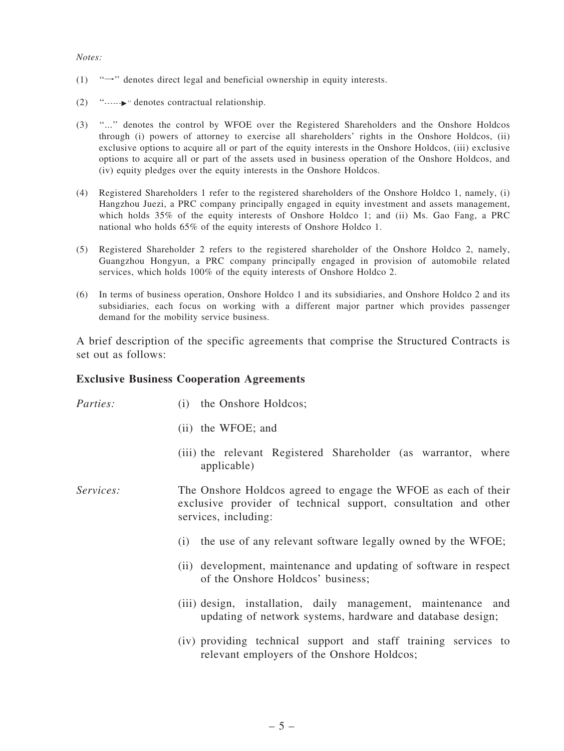*Notes:*

(1) "→" denotes direct legal and beneficial ownership in equity interests.

(2) "- - - - - -►" denotes contractual relationship.

(3) "..." denotes the control by WFOE over the Registered Shareholders and the Onshore Holdcos through (i) powers of attorney to exercise all shareholders' rights in the Onshore Holdcos, (ii) exclusive options to acquire all or part of the equity interests in the Onshore Holdcos, (iii) exclusive options to acquire all or part of the assets used in business operation of the Onshore Holdcos, and (iv) equity pledges over the equity interests in the Onshore Holdcos.

(4) Registered Shareholders 1 refer to the registered shareholders of the Onshore Holdco 1, namely, (i) Hangzhou Juezi, a PRC company principally engaged in equity investment and assets management, which holds 35% of the equity interests of Onshore Holdco 1; and (ii) Ms. Gao Fang, a PRC national who holds 65% of the equity interests of Onshore Holdco 1.

(5) Registered Shareholder 2 refers to the registered shareholder of the Onshore Holdco 2, namely, Guangzhou Hongyun, a PRC company principally engaged in provision of automobile related services, which holds 100% of the equity interests of Onshore Holdco 2.

(6) In terms of business operation, Onshore Holdco 1 and its subsidiaries, and Onshore Holdco 2 and its subsidiaries, each focus on working with a different major partner which provides passenger demand for the mobility service business.

A brief description of the specific agreements that comprise the Structured Contracts is set out as follows:

**Exclusive Business Cooperation Agreements**

*Parties:*

(i) the Onshore Holdcos;

(ii) the WFOE; and

(iii) the relevant Registered Shareholder (as warrantor, where applicable)

*Services:*

The Onshore Holdcos agreed to engage the WFOE as each of their exclusive provider of technical support, consultation and other services, including:

(i) the use of any relevant software legally owned by the WFOE;

(ii) development, maintenance and updating of software in respect of the Onshore Holdcos' business;

(iii) design, installation, daily management, maintenance and updating of network systems, hardware and database design;

(iv) providing technical support and staff training services to relevant employers of the Onshore Holdcos;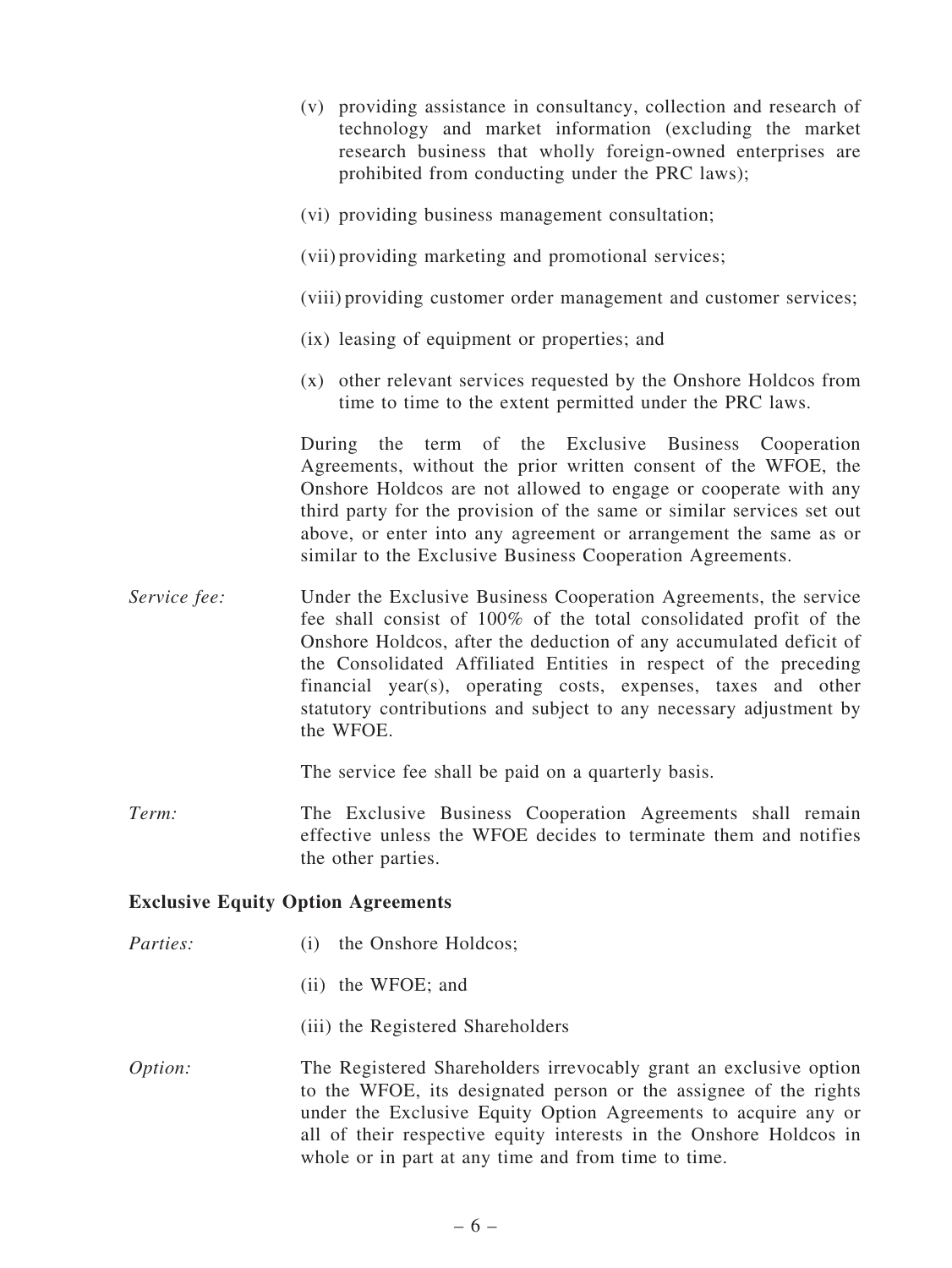(v) providing assistance in consultancy, collection and research of technology and market information (excluding the market research business that wholly foreign-owned enterprises are prohibited from conducting under the PRC laws);

(vi) providing business management consultation;

(vii) providing marketing and promotional services;

(viii) providing customer order management and customer services;

(ix) leasing of equipment or properties; and

(x) other relevant services requested by the Onshore Holdcos from time to time to the extent permitted under the PRC laws.

During the term of the Exclusive Business Cooperation Agreements, without the prior written consent of the WFOE, the Onshore Holdcos are not allowed to engage or cooperate with any third party for the provision of the same or similar services set out above, or enter into any agreement or arrangement the same as or similar to the Exclusive Business Cooperation Agreements.

*Service fee:* Under the Exclusive Business Cooperation Agreements, the service fee shall consist of 100% of the total consolidated profit of the Onshore Holdcos, after the deduction of any accumulated deficit of the Consolidated Affiliated Entities in respect of the preceding financial year(s), operating costs, expenses, taxes and other statutory contributions and subject to any necessary adjustment by the WFOE.

The service fee shall be paid on a quarterly basis.

*Term:* The Exclusive Business Cooperation Agreements shall remain effective unless the WFOE decides to terminate them and notifies the other parties.

**Exclusive Equity Option Agreements**

*Parties:*

(i) the Onshore Holdcos;

(ii) the WFOE; and

(iii) the Registered Shareholders

*Option:* The Registered Shareholders irrevocably grant an exclusive option to the WFOE, its designated person or the assignee of the rights under the Exclusive Equity Option Agreements to acquire any or all of their respective equity interests in the Onshore Holdcos in whole or in part at any time and from time to time.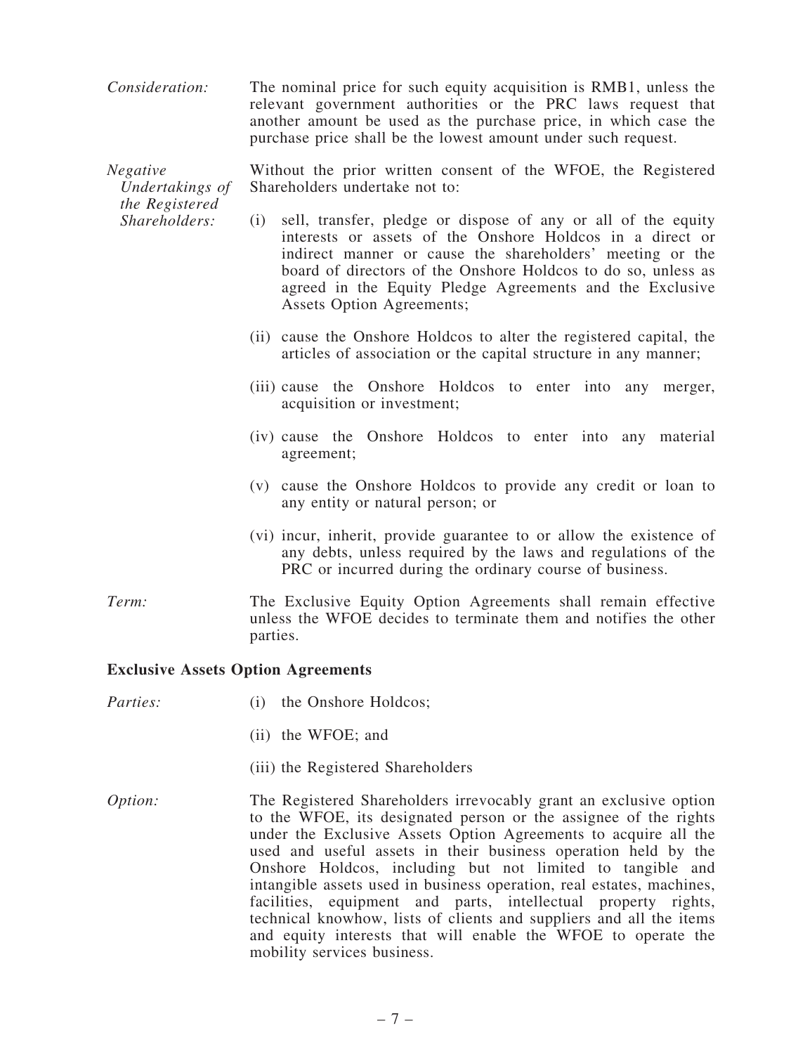*Consideration:* The nominal price for such equity acquisition is RMB1, unless the relevant government authorities or the PRC laws request that another amount be used as the purchase price, in which case the purchase price shall be the lowest amount under such request.

*Negative Undertakings of the Registered Shareholders:* Without the prior written consent of the WFOE, the Registered Shareholders undertake not to:

(i) sell, transfer, pledge or dispose of any or all of the equity interests or assets of the Onshore Holdcos in a direct or indirect manner or cause the shareholders' meeting or the board of directors of the Onshore Holdcos to do so, unless as agreed in the Equity Pledge Agreements and the Exclusive Assets Option Agreements;

(ii) cause the Onshore Holdcos to alter the registered capital, the articles of association or the capital structure in any manner;

(iii) cause the Onshore Holdcos to enter into any merger, acquisition or investment;

(iv) cause the Onshore Holdcos to enter into any material agreement;

(v) cause the Onshore Holdcos to provide any credit or loan to any entity or natural person; or

(vi) incur, inherit, provide guarantee to or allow the existence of any debts, unless required by the laws and regulations of the PRC or incurred during the ordinary course of business.

*Term:* The Exclusive Equity Option Agreements shall remain effective unless the WFOE decides to terminate them and notifies the other parties.

**Exclusive Assets Option Agreements**

*Parties:*

(i) the Onshore Holdcos;

(ii) the WFOE; and

(iii) the Registered Shareholders

*Option:* The Registered Shareholders irrevocably grant an exclusive option to the WFOE, its designated person or the assignee of the rights under the Exclusive Assets Option Agreements to acquire all the used and useful assets in their business operation held by the Onshore Holdcos, including but not limited to tangible and intangible assets used in business operation, real estates, machines, facilities, equipment and parts, intellectual property rights, technical knowhow, lists of clients and suppliers and all the items and equity interests that will enable the WFOE to operate the mobility services business.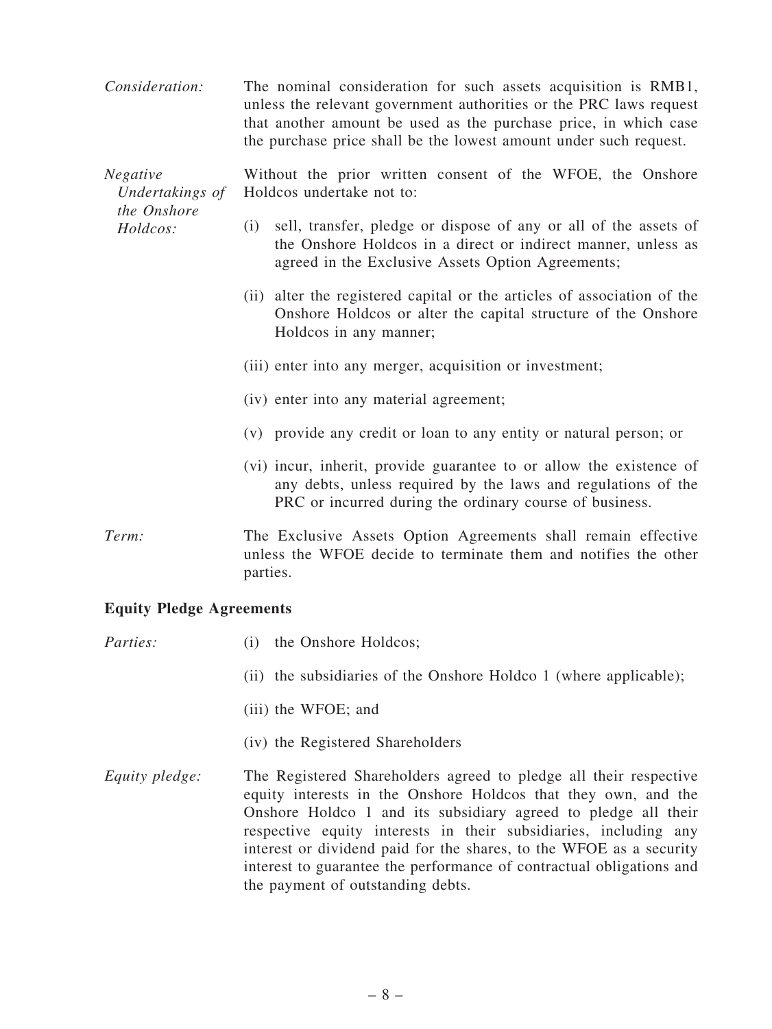*Consideration:* The nominal consideration for such assets acquisition is RMB1, unless the relevant government authorities or the PRC laws request that another amount be used as the purchase price, in which case the purchase price shall be the lowest amount under such request.

*Negative Undertakings of the Onshore Holdcos:* Without the prior written consent of the WFOE, the Onshore Holdcos undertake not to:

(i) sell, transfer, pledge or dispose of any or all of the assets of the Onshore Holdcos in a direct or indirect manner, unless as agreed in the Exclusive Assets Option Agreements;

(ii) alter the registered capital or the articles of association of the Onshore Holdcos or alter the capital structure of the Onshore Holdcos in any manner;

(iii) enter into any merger, acquisition or investment;

(iv) enter into any material agreement;

(v) provide any credit or loan to any entity or natural person; or

(vi) incur, inherit, provide guarantee to or allow the existence of any debts, unless required by the laws and regulations of the PRC or incurred during the ordinary course of business.

*Term:* The Exclusive Assets Option Agreements shall remain effective unless the WFOE decide to terminate them and notifies the other parties.

**Equity Pledge Agreements**

*Parties:*

(i) the Onshore Holdcos;

(ii) the subsidiaries of the Onshore Holdco 1 (where applicable);

(iii) the WFOE; and

(iv) the Registered Shareholders

*Equity pledge:* The Registered Shareholders agreed to pledge all their respective equity interests in the Onshore Holdcos that they own, and the Onshore Holdco 1 and its subsidiary agreed to pledge all their respective equity interests in their subsidiaries, including any interest or dividend paid for the shares, to the WFOE as a security interest to guarantee the performance of contractual obligations and the payment of outstanding debts.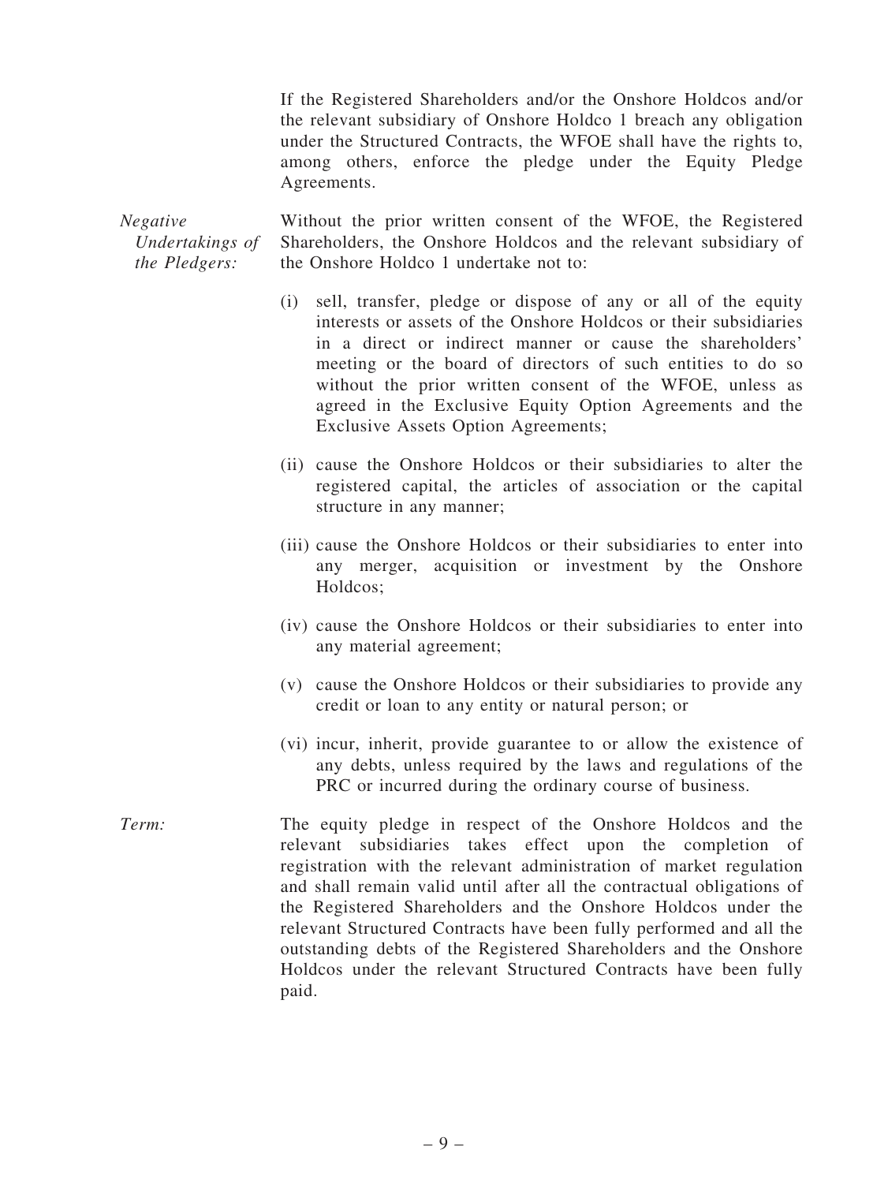If the Registered Shareholders and/or the Onshore Holdcos and/or the relevant subsidiary of Onshore Holdco 1 breach any obligation under the Structured Contracts, the WFOE shall have the rights to, among others, enforce the pledge under the Equity Pledge Agreements.

*Negative Undertakings of the Pledgers:* Without the prior written consent of the WFOE, the Registered Shareholders, the Onshore Holdcos and the relevant subsidiary of the Onshore Holdco 1 undertake not to:

(i) sell, transfer, pledge or dispose of any or all of the equity interests or assets of the Onshore Holdcos or their subsidiaries in a direct or indirect manner or cause the shareholders' meeting or the board of directors of such entities to do so without the prior written consent of the WFOE, unless as agreed in the Exclusive Equity Option Agreements and the Exclusive Assets Option Agreements;

(ii) cause the Onshore Holdcos or their subsidiaries to alter the registered capital, the articles of association or the capital structure in any manner;

(iii) cause the Onshore Holdcos or their subsidiaries to enter into any merger, acquisition or investment by the Onshore Holdcos;

(iv) cause the Onshore Holdcos or their subsidiaries to enter into any material agreement;

(v) cause the Onshore Holdcos or their subsidiaries to provide any credit or loan to any entity or natural person; or

(vi) incur, inherit, provide guarantee to or allow the existence of any debts, unless required by the laws and regulations of the PRC or incurred during the ordinary course of business.

*Term:* The equity pledge in respect of the Onshore Holdcos and the relevant subsidiaries takes effect upon the completion of registration with the relevant administration of market regulation and shall remain valid until after all the contractual obligations of the Registered Shareholders and the Onshore Holdcos under the relevant Structured Contracts have been fully performed and all the outstanding debts of the Registered Shareholders and the Onshore Holdcos under the relevant Structured Contracts have been fully paid.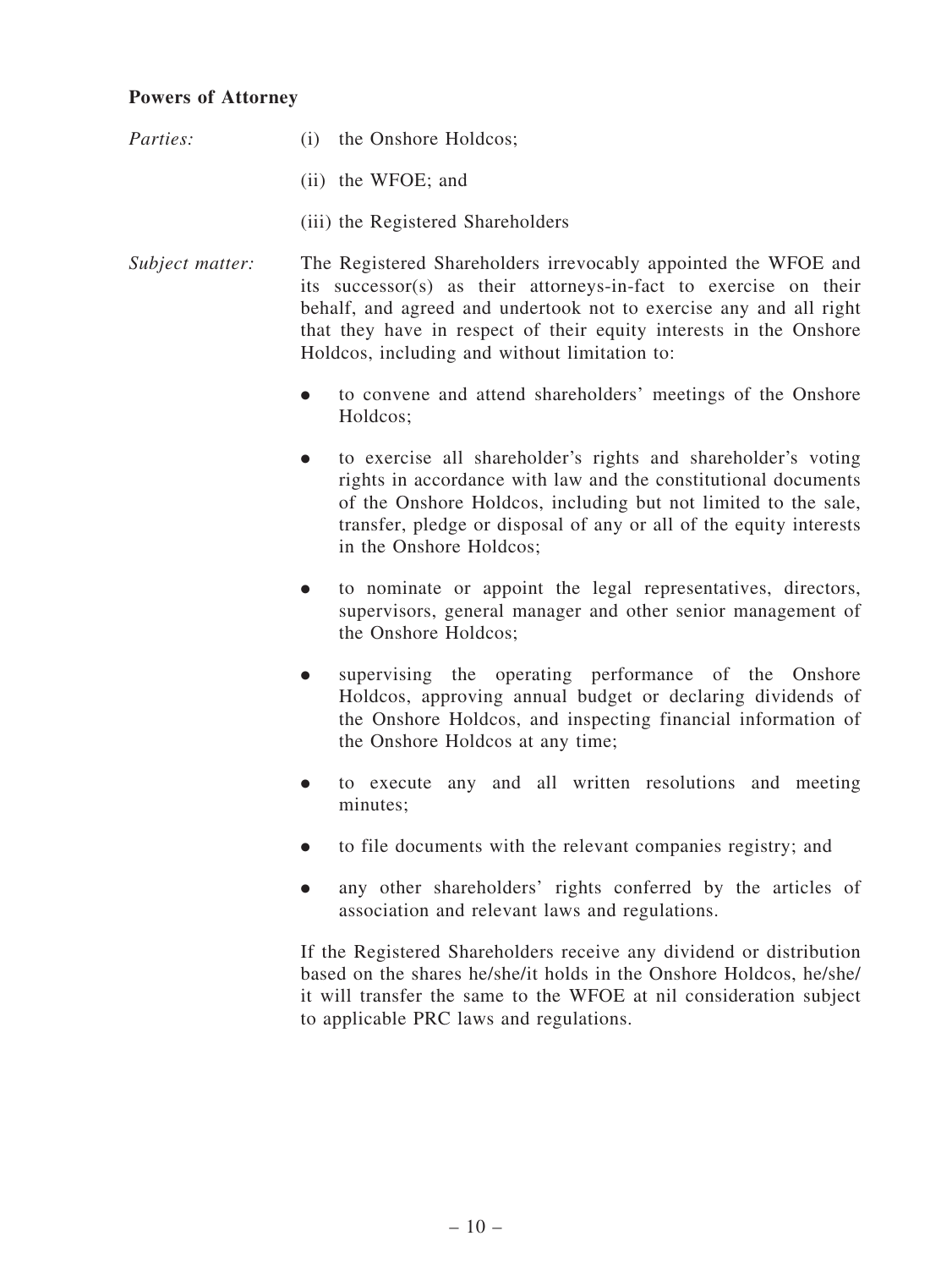**Powers of Attorney**

*Parties:*

(i) the Onshore Holdcos;

(ii) the WFOE; and

(iii) the Registered Shareholders

*Subject matter:*

The Registered Shareholders irrevocably appointed the WFOE and its successor(s) as their attorneys-in-fact to exercise on their behalf, and agreed and undertook not to exercise any and all right that they have in respect of their equity interests in the Onshore Holdcos, including and without limitation to:

- to convene and attend shareholders' meetings of the Onshore Holdcos;
- to exercise all shareholder's rights and shareholder's voting rights in accordance with law and the constitutional documents of the Onshore Holdcos, including but not limited to the sale, transfer, pledge or disposal of any or all of the equity interests in the Onshore Holdcos;
- to nominate or appoint the legal representatives, directors, supervisors, general manager and other senior management of the Onshore Holdcos;
- supervising the operating performance of the Onshore Holdcos, approving annual budget or declaring dividends of the Onshore Holdcos, and inspecting financial information of the Onshore Holdcos at any time;
- to execute any and all written resolutions and meeting minutes;
- to file documents with the relevant companies registry; and
- any other shareholders' rights conferred by the articles of association and relevant laws and regulations.

If the Registered Shareholders receive any dividend or distribution based on the shares he/she/it holds in the Onshore Holdcos, he/she/it will transfer the same to the WFOE at nil consideration subject to applicable PRC laws and regulations.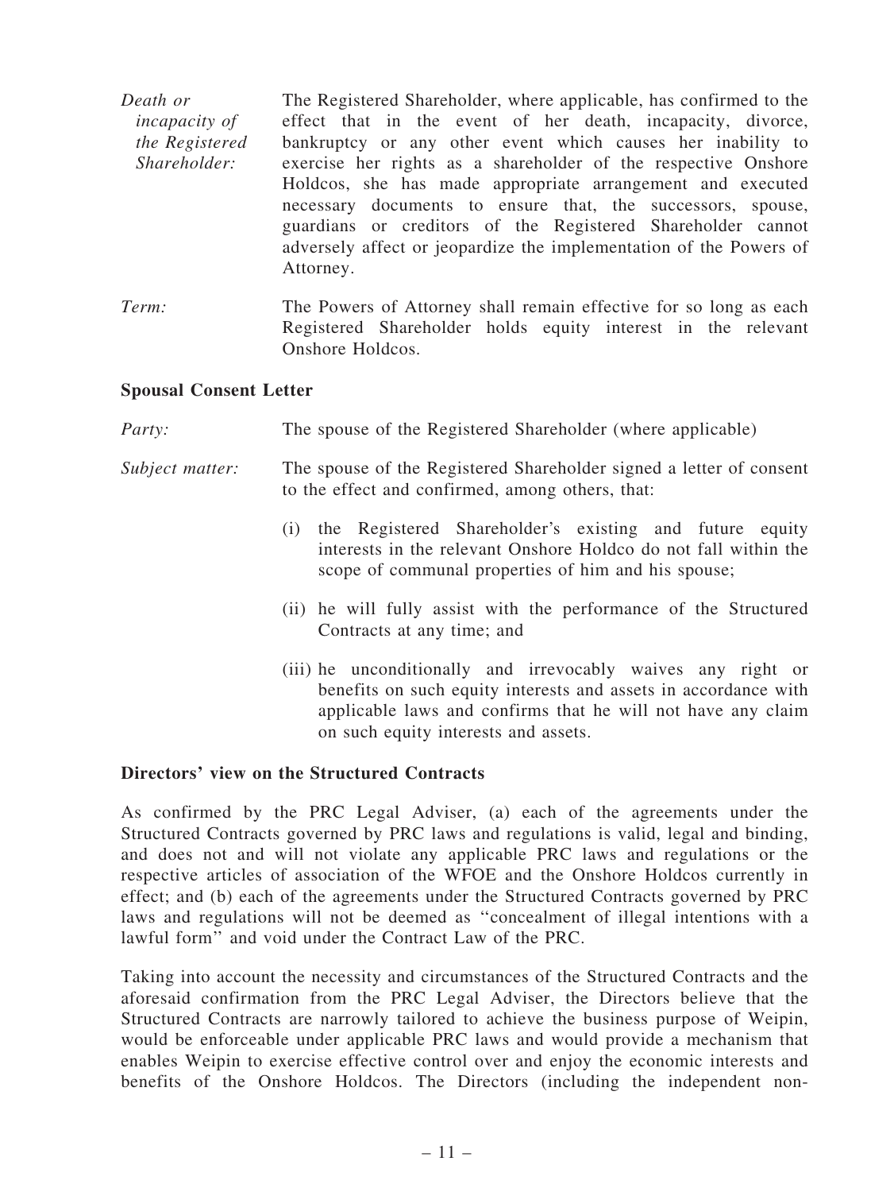*Death or incapacity of the Registered Shareholder:* The Registered Shareholder, where applicable, has confirmed to the effect that in the event of her death, incapacity, divorce, bankruptcy or any other event which causes her inability to exercise her rights as a shareholder of the respective Onshore Holdcos, she has made appropriate arrangement and executed necessary documents to ensure that, the successors, spouse, guardians or creditors of the Registered Shareholder cannot adversely affect or jeopardize the implementation of the Powers of Attorney.

*Term:* The Powers of Attorney shall remain effective for so long as each Registered Shareholder holds equity interest in the relevant Onshore Holdcos.

**Spousal Consent Letter**

*Party:* The spouse of the Registered Shareholder (where applicable)

*Subject matter:* The spouse of the Registered Shareholder signed a letter of consent to the effect and confirmed, among others, that:

(i) the Registered Shareholder's existing and future equity interests in the relevant Onshore Holdco do not fall within the scope of communal properties of him and his spouse;

(ii) he will fully assist with the performance of the Structured Contracts at any time; and

(iii) he unconditionally and irrevocably waives any right or benefits on such equity interests and assets in accordance with applicable laws and confirms that he will not have any claim on such equity interests and assets.

**Directors' view on the Structured Contracts**

As confirmed by the PRC Legal Adviser, (a) each of the agreements under the Structured Contracts governed by PRC laws and regulations is valid, legal and binding, and does not and will not violate any applicable PRC laws and regulations or the respective articles of association of the WFOE and the Onshore Holdcos currently in effect; and (b) each of the agreements under the Structured Contracts governed by PRC laws and regulations will not be deemed as "concealment of illegal intentions with a lawful form" and void under the Contract Law of the PRC.

Taking into account the necessity and circumstances of the Structured Contracts and the aforesaid confirmation from the PRC Legal Adviser, the Directors believe that the Structured Contracts are narrowly tailored to achieve the business purpose of Weipin, would be enforceable under applicable PRC laws and would provide a mechanism that enables Weipin to exercise effective control over and enjoy the economic interests and benefits of the Onshore Holdcos. The Directors (including the independent non-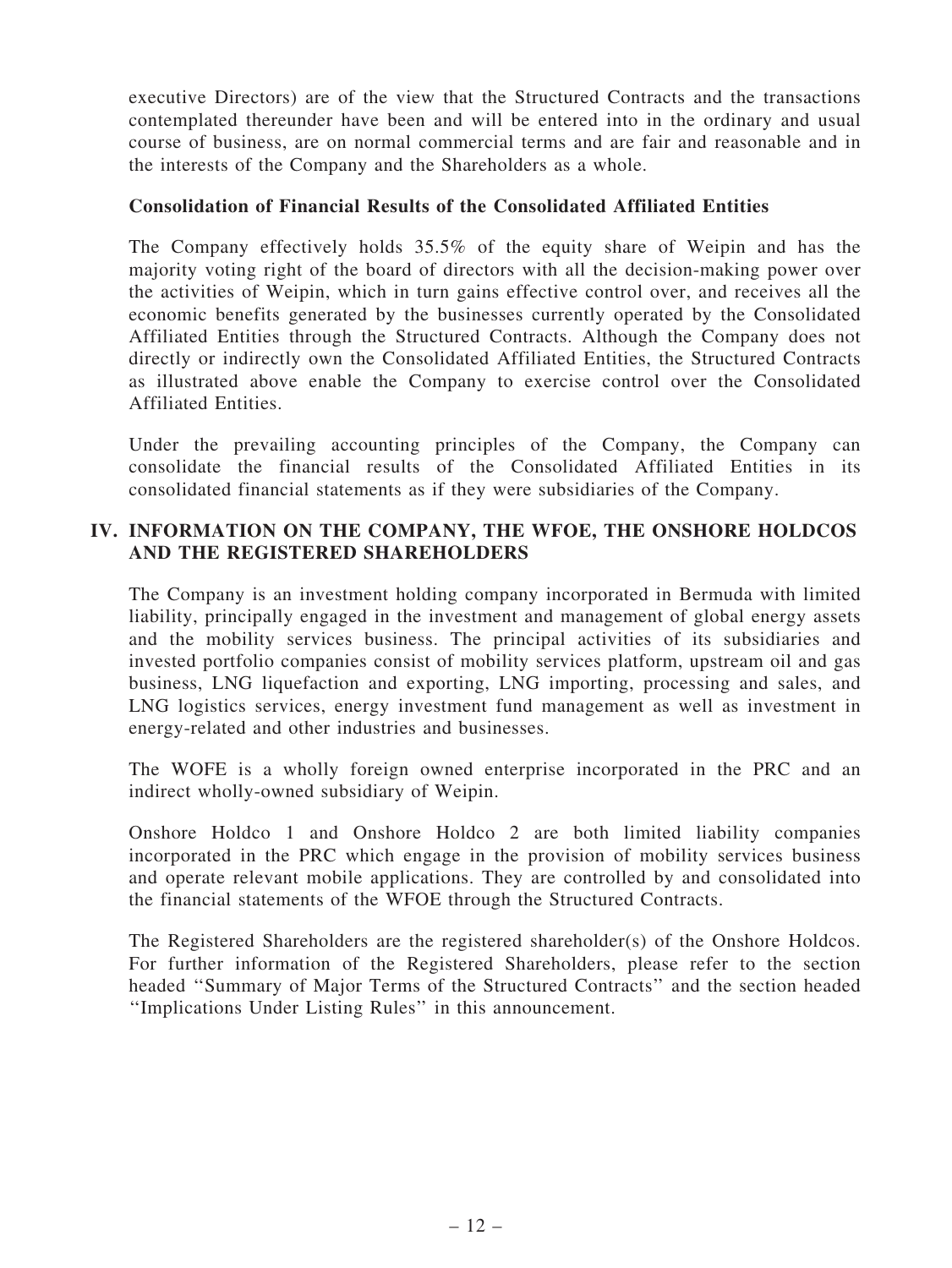executive Directors) are of the view that the Structured Contracts and the transactions contemplated thereunder have been and will be entered into in the ordinary and usual course of business, are on normal commercial terms and are fair and reasonable and in the interests of the Company and the Shareholders as a whole.

**Consolidation of Financial Results of the Consolidated Affiliated Entities**

The Company effectively holds 35.5% of the equity share of Weipin and has the majority voting right of the board of directors with all the decision-making power over the activities of Weipin, which in turn gains effective control over, and receives all the economic benefits generated by the businesses currently operated by the Consolidated Affiliated Entities through the Structured Contracts. Although the Company does not directly or indirectly own the Consolidated Affiliated Entities, the Structured Contracts as illustrated above enable the Company to exercise control over the Consolidated Affiliated Entities.

Under the prevailing accounting principles of the Company, the Company can consolidate the financial results of the Consolidated Affiliated Entities in its consolidated financial statements as if they were subsidiaries of the Company.

## IV. INFORMATION ON THE COMPANY, THE WFOE, THE ONSHORE HOLDCOS AND THE REGISTERED SHAREHOLDERS

The Company is an investment holding company incorporated in Bermuda with limited liability, principally engaged in the investment and management of global energy assets and the mobility services business. The principal activities of its subsidiaries and invested portfolio companies consist of mobility services platform, upstream oil and gas business, LNG liquefaction and exporting, LNG importing, processing and sales, and LNG logistics services, energy investment fund management as well as investment in energy-related and other industries and businesses.

The WOFE is a wholly foreign owned enterprise incorporated in the PRC and an indirect wholly-owned subsidiary of Weipin.

Onshore Holdco 1 and Onshore Holdco 2 are both limited liability companies incorporated in the PRC which engage in the provision of mobility services business and operate relevant mobile applications. They are controlled by and consolidated into the financial statements of the WFOE through the Structured Contracts.

The Registered Shareholders are the registered shareholder(s) of the Onshore Holdcos. For further information of the Registered Shareholders, please refer to the section headed ''Summary of Major Terms of the Structured Contracts'' and the section headed ''Implications Under Listing Rules'' in this announcement.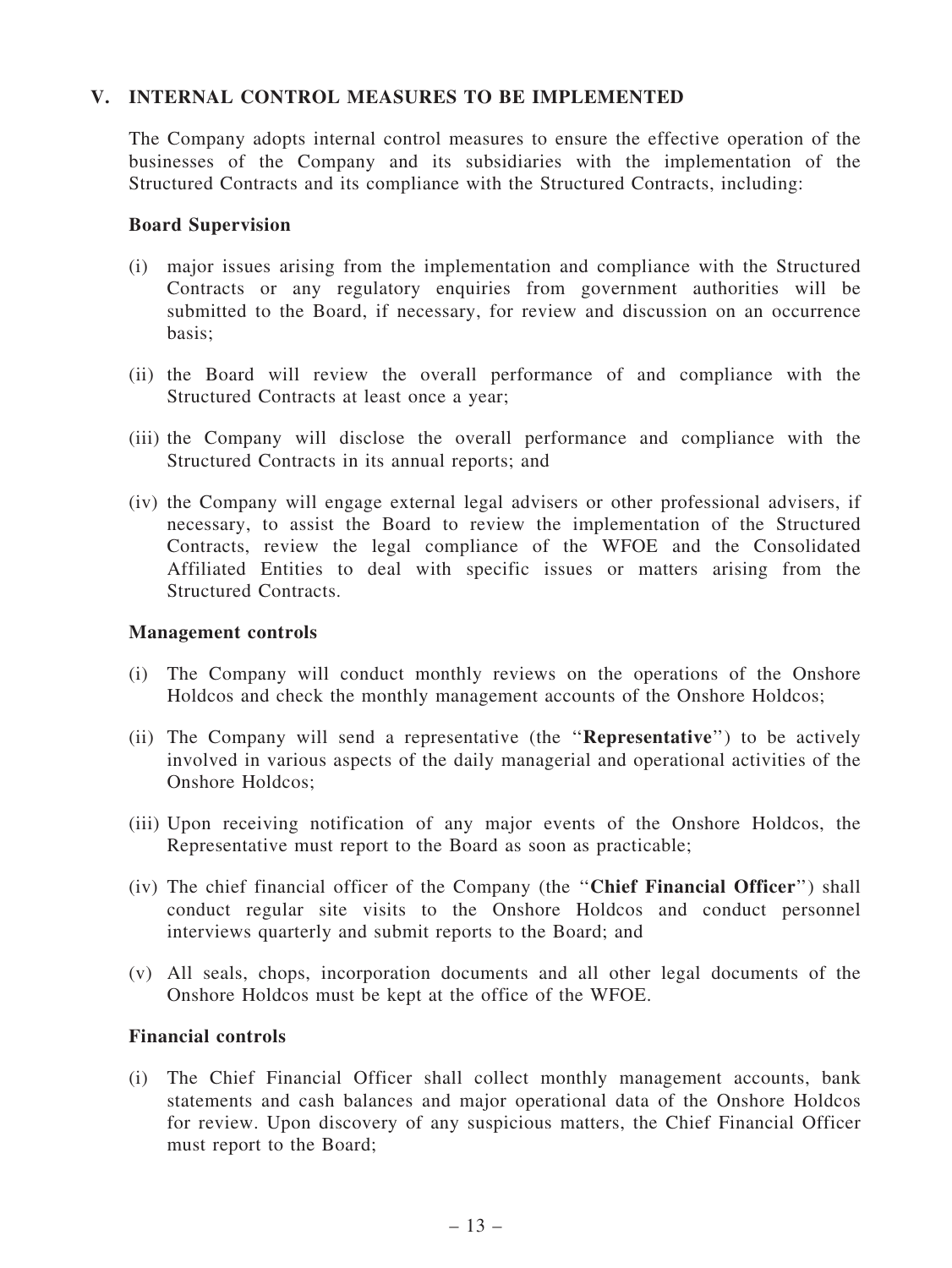## V. INTERNAL CONTROL MEASURES TO BE IMPLEMENTED

The Company adopts internal control measures to ensure the effective operation of the businesses of the Company and its subsidiaries with the implementation of the Structured Contracts and its compliance with the Structured Contracts, including:

### Board Supervision

(i) major issues arising from the implementation and compliance with the Structured Contracts or any regulatory enquiries from government authorities will be submitted to the Board, if necessary, for review and discussion on an occurrence basis;

(ii) the Board will review the overall performance of and compliance with the Structured Contracts at least once a year;

(iii) the Company will disclose the overall performance and compliance with the Structured Contracts in its annual reports; and

(iv) the Company will engage external legal advisers or other professional advisers, if necessary, to assist the Board to review the implementation of the Structured Contracts, review the legal compliance of the WFOE and the Consolidated Affiliated Entities to deal with specific issues or matters arising from the Structured Contracts.

### Management controls

(i) The Company will conduct monthly reviews on the operations of the Onshore Holdcos and check the monthly management accounts of the Onshore Holdcos;

(ii) The Company will send a representative (the "**Representative**") to be actively involved in various aspects of the daily managerial and operational activities of the Onshore Holdcos;

(iii) Upon receiving notification of any major events of the Onshore Holdcos, the Representative must report to the Board as soon as practicable;

(iv) The chief financial officer of the Company (the "**Chief Financial Officer**") shall conduct regular site visits to the Onshore Holdcos and conduct personnel interviews quarterly and submit reports to the Board; and

(v) All seals, chops, incorporation documents and all other legal documents of the Onshore Holdcos must be kept at the office of the WFOE.

### Financial controls

(i) The Chief Financial Officer shall collect monthly management accounts, bank statements and cash balances and major operational data of the Onshore Holdcos for review. Upon discovery of any suspicious matters, the Chief Financial Officer must report to the Board;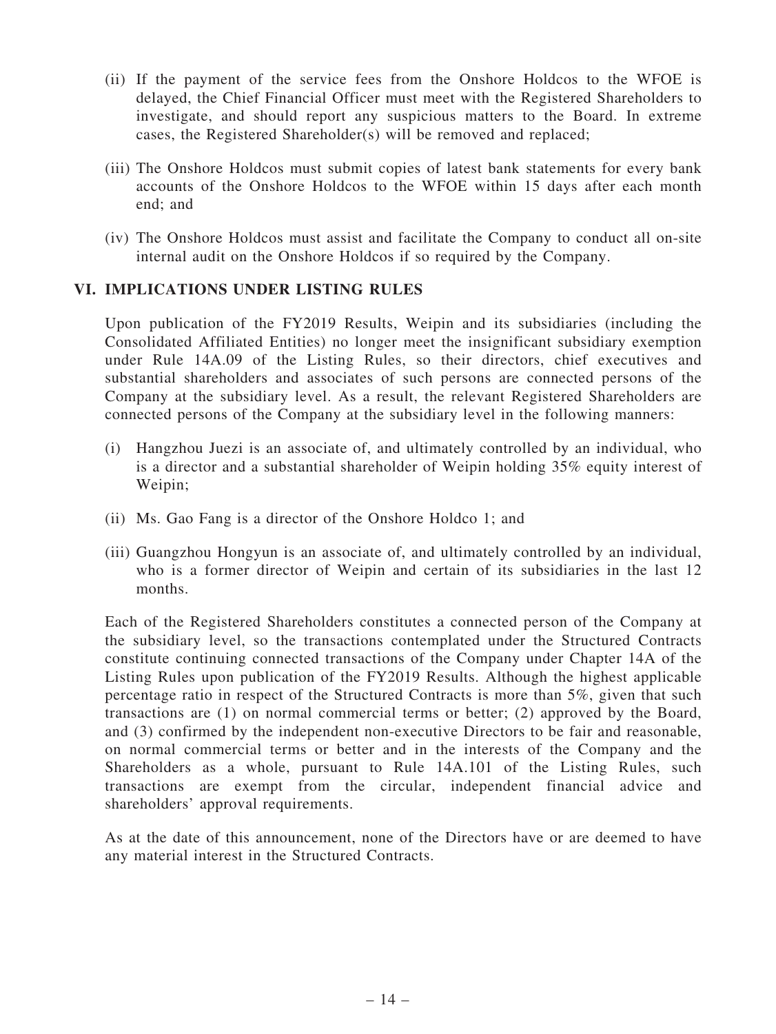(ii) If the payment of the service fees from the Onshore Holdcos to the WFOE is delayed, the Chief Financial Officer must meet with the Registered Shareholders to investigate, and should report any suspicious matters to the Board. In extreme cases, the Registered Shareholder(s) will be removed and replaced;

(iii) The Onshore Holdcos must submit copies of latest bank statements for every bank accounts of the Onshore Holdcos to the WFOE within 15 days after each month end; and

(iv) The Onshore Holdcos must assist and facilitate the Company to conduct all on-site internal audit on the Onshore Holdcos if so required by the Company.

## VI. IMPLICATIONS UNDER LISTING RULES

Upon publication of the FY2019 Results, Weipin and its subsidiaries (including the Consolidated Affiliated Entities) no longer meet the insignificant subsidiary exemption under Rule 14A.09 of the Listing Rules, so their directors, chief executives and substantial shareholders and associates of such persons are connected persons of the Company at the subsidiary level. As a result, the relevant Registered Shareholders are connected persons of the Company at the subsidiary level in the following manners:

(i) Hangzhou Juezi is an associate of, and ultimately controlled by an individual, who is a director and a substantial shareholder of Weipin holding 35% equity interest of Weipin;

(ii) Ms. Gao Fang is a director of the Onshore Holdco 1; and

(iii) Guangzhou Hongyun is an associate of, and ultimately controlled by an individual, who is a former director of Weipin and certain of its subsidiaries in the last 12 months.

Each of the Registered Shareholders constitutes a connected person of the Company at the subsidiary level, so the transactions contemplated under the Structured Contracts constitute continuing connected transactions of the Company under Chapter 14A of the Listing Rules upon publication of the FY2019 Results. Although the highest applicable percentage ratio in respect of the Structured Contracts is more than 5%, given that such transactions are (1) on normal commercial terms or better; (2) approved by the Board, and (3) confirmed by the independent non-executive Directors to be fair and reasonable, on normal commercial terms or better and in the interests of the Company and the Shareholders as a whole, pursuant to Rule 14A.101 of the Listing Rules, such transactions are exempt from the circular, independent financial advice and shareholders' approval requirements.

As at the date of this announcement, none of the Directors have or are deemed to have any material interest in the Structured Contracts.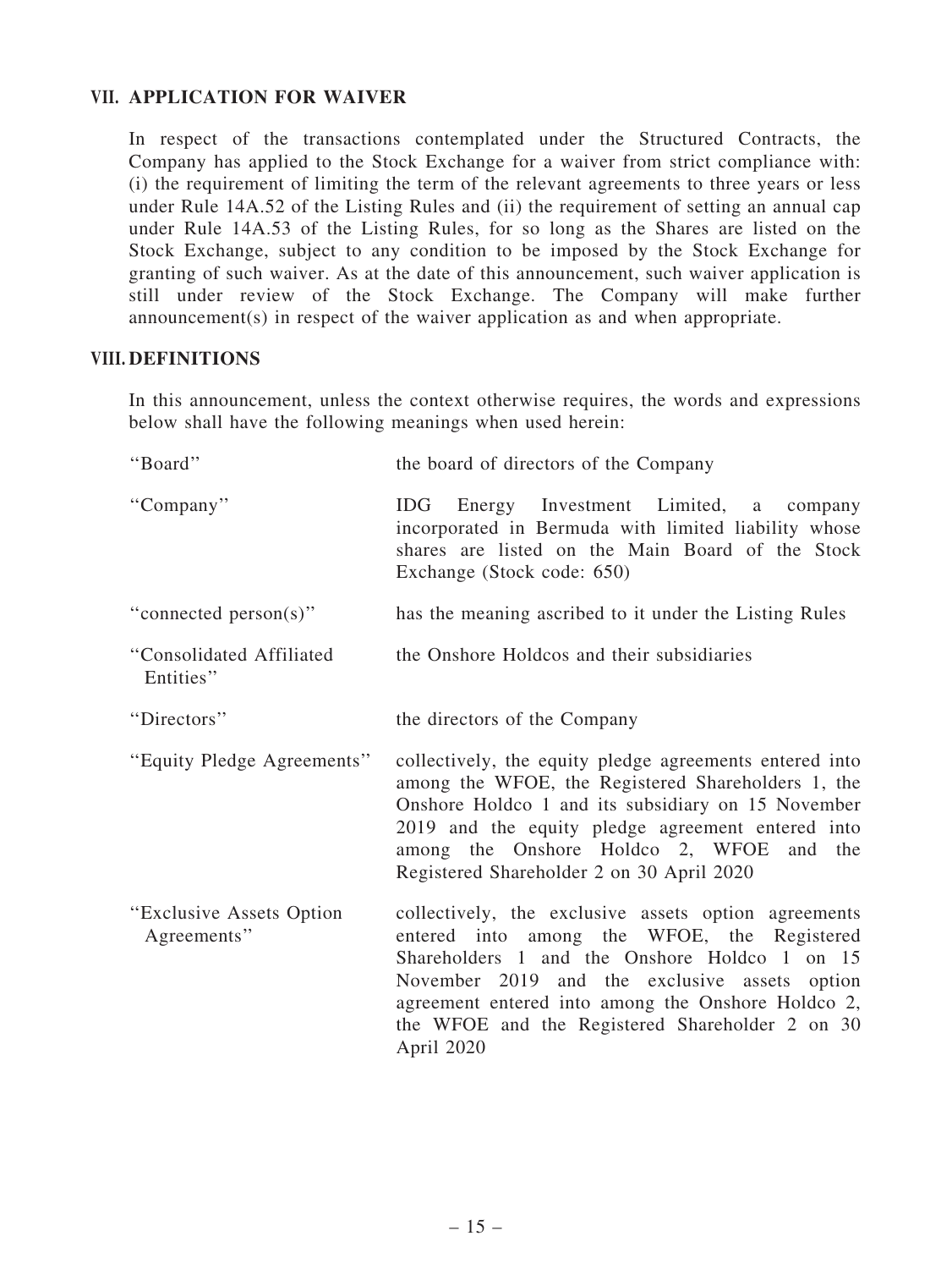## VII. APPLICATION FOR WAIVER

In respect of the transactions contemplated under the Structured Contracts, the Company has applied to the Stock Exchange for a waiver from strict compliance with: (i) the requirement of limiting the term of the relevant agreements to three years or less under Rule 14A.52 of the Listing Rules and (ii) the requirement of setting an annual cap under Rule 14A.53 of the Listing Rules, for so long as the Shares are listed on the Stock Exchange, subject to any condition to be imposed by the Stock Exchange for granting of such waiver. As at the date of this announcement, such waiver application is still under review of the Stock Exchange. The Company will make further announcement(s) in respect of the waiver application as and when appropriate.

## VIII. DEFINITIONS

In this announcement, unless the context otherwise requires, the words and expressions below shall have the following meanings when used herein:

| | |
|---|---|
| "Board" | the board of directors of the Company |
| "Company" | IDG Energy Investment Limited, a company incorporated in Bermuda with limited liability whose shares are listed on the Main Board of the Stock Exchange (Stock code: 650) |
| "connected person(s)" | has the meaning ascribed to it under the Listing Rules |
| "Consolidated Affiliated Entities" | the Onshore Holdcos and their subsidiaries |
| "Directors" | the directors of the Company |
| "Equity Pledge Agreements" | collectively, the equity pledge agreements entered into among the WFOE, the Registered Shareholders 1, the Onshore Holdco 1 and its subsidiary on 15 November 2019 and the equity pledge agreement entered into among the Onshore Holdco 2, WFOE and the Registered Shareholder 2 on 30 April 2020 |
| "Exclusive Assets Option Agreements" | collectively, the exclusive assets option agreements entered into among the WFOE, the Registered Shareholders 1 and the Onshore Holdco 1 on 15 November 2019 and the exclusive assets option agreement entered into among the Onshore Holdco 2, the WFOE and the Registered Shareholder 2 on 30 April 2020 |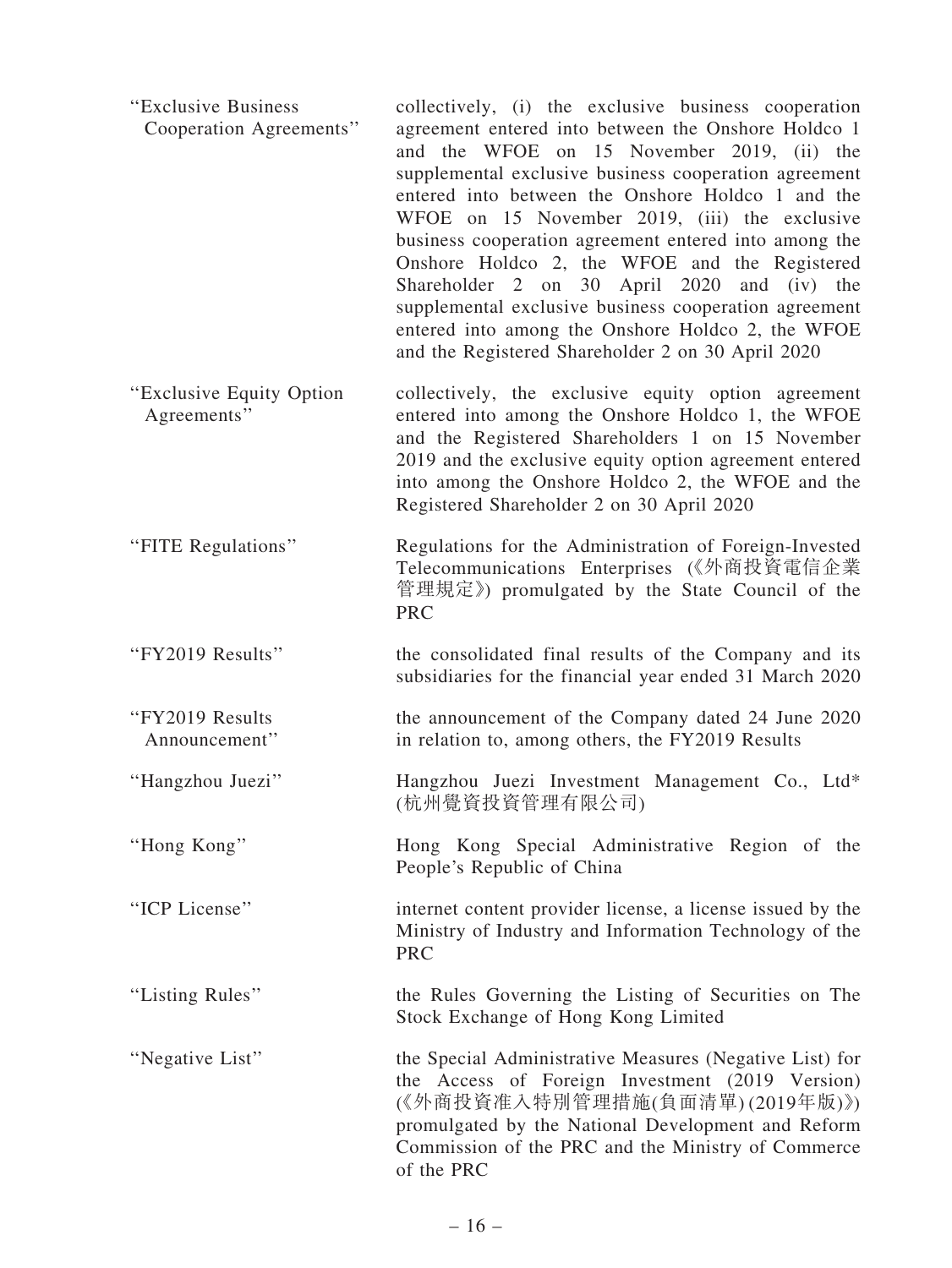| | |
|---|---|
| "Exclusive Business Cooperation Agreements" | collectively, (i) the exclusive business cooperation agreement entered into between the Onshore Holdco 1 and the WFOE on 15 November 2019, (ii) the supplemental exclusive business cooperation agreement entered into between the Onshore Holdco 1 and the WFOE on 15 November 2019, (iii) the exclusive business cooperation agreement entered into among the Onshore Holdco 2, the WFOE and the Registered Shareholder 2 on 30 April 2020 and (iv) the supplemental exclusive business cooperation agreement entered into among the Onshore Holdco 2, the WFOE and the Registered Shareholder 2 on 30 April 2020 |
| "Exclusive Equity Option Agreements" | collectively, the exclusive equity option agreement entered into among the Onshore Holdco 1, the WFOE and the Registered Shareholders 1 on 15 November 2019 and the exclusive equity option agreement entered into among the Onshore Holdco 2, the WFOE and the Registered Shareholder 2 on 30 April 2020 |
| "FITE Regulations" | Regulations for the Administration of Foreign-Invested Telecommunications Enterprises (《外商投資電信企業管理規定》) promulgated by the State Council of the PRC |
| "FY2019 Results" | the consolidated final results of the Company and its subsidiaries for the financial year ended 31 March 2020 |
| "FY2019 Results Announcement" | the announcement of the Company dated 24 June 2020 in relation to, among others, the FY2019 Results |
| "Hangzhou Juezi" | Hangzhou Juezi Investment Management Co., Ltd* (杭州覺資投資管理有限公司) |
| "Hong Kong" | Hong Kong Special Administrative Region of the People's Republic of China |
| "ICP License" | internet content provider license, a license issued by the Ministry of Industry and Information Technology of the PRC |
| "Listing Rules" | the Rules Governing the Listing of Securities on The Stock Exchange of Hong Kong Limited |
| "Negative List" | the Special Administrative Measures (Negative List) for the Access of Foreign Investment (2019 Version) (《外商投資准入特別管理措施(負面清單)(2019年版)》) promulgated by the National Development and Reform Commission of the PRC and the Ministry of Commerce of the PRC |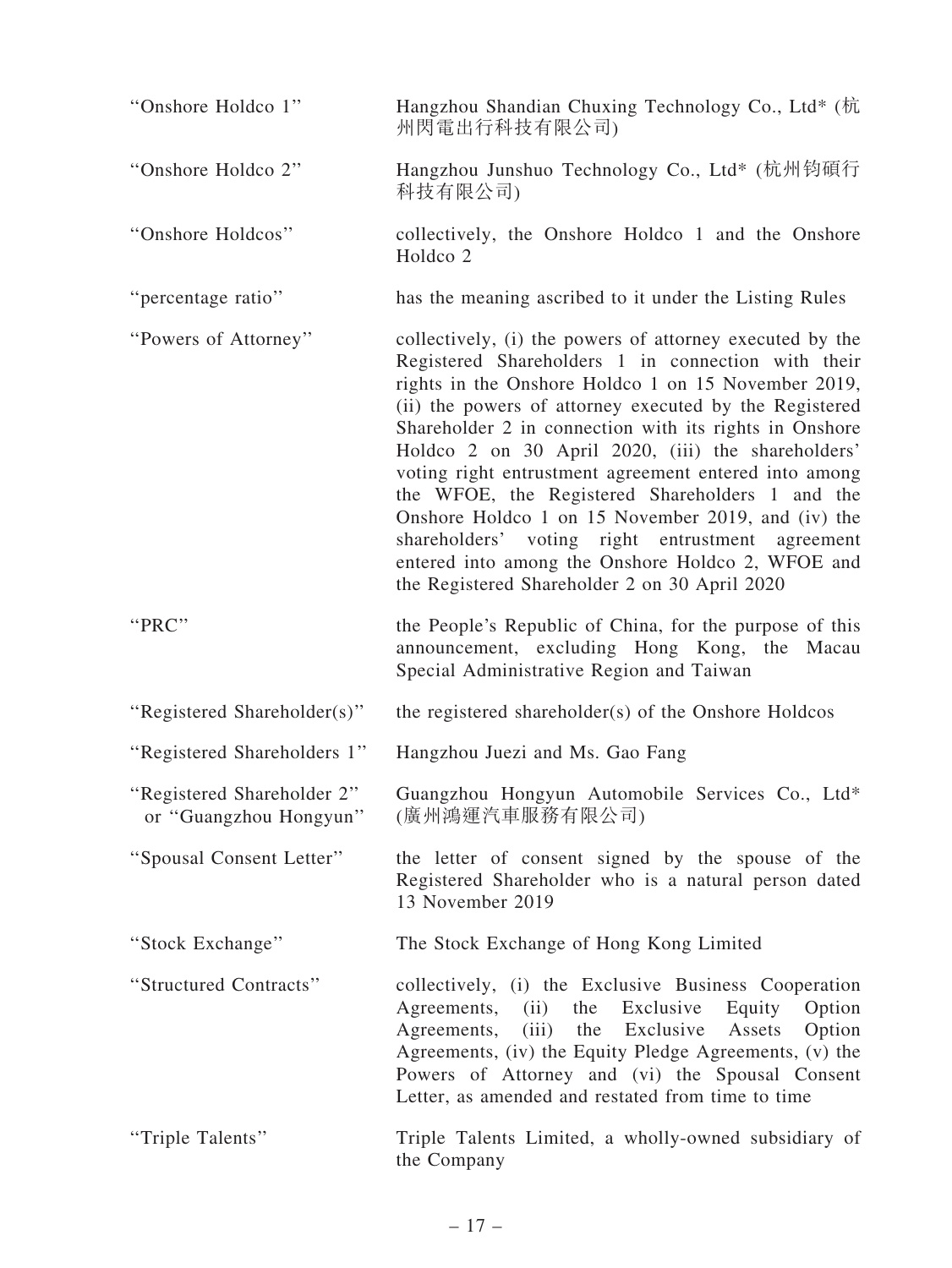| | |
|---|---|
| "Onshore Holdco 1" | Hangzhou Shandian Chuxing Technology Co., Ltd* (杭州閃電出行科技有限公司) |
| "Onshore Holdco 2" | Hangzhou Junshuo Technology Co., Ltd* (杭州钧碩行科技有限公司) |
| "Onshore Holdcos" | collectively, the Onshore Holdco 1 and the Onshore Holdco 2 |
| "percentage ratio" | has the meaning ascribed to it under the Listing Rules |
| "Powers of Attorney" | collectively, (i) the powers of attorney executed by the Registered Shareholders 1 in connection with their rights in the Onshore Holdco 1 on 15 November 2019, (ii) the powers of attorney executed by the Registered Shareholder 2 in connection with its rights in Onshore Holdco 2 on 30 April 2020, (iii) the shareholders' voting right entrustment agreement entered into among the WFOE, the Registered Shareholders 1 and the Onshore Holdco 1 on 15 November 2019, and (iv) the shareholders' voting right entrustment agreement entered into among the Onshore Holdco 2, WFOE and the Registered Shareholder 2 on 30 April 2020 |
| "PRC" | the People's Republic of China, for the purpose of this announcement, excluding Hong Kong, the Macau Special Administrative Region and Taiwan |
| "Registered Shareholder(s)" | the registered shareholder(s) of the Onshore Holdcos |
| "Registered Shareholders 1" | Hangzhou Juezi and Ms. Gao Fang |
| "Registered Shareholder 2" or "Guangzhou Hongyun" | Guangzhou Hongyun Automobile Services Co., Ltd* (廣州鴻運汽車服務有限公司) |
| "Spousal Consent Letter" | the letter of consent signed by the spouse of the Registered Shareholder who is a natural person dated 13 November 2019 |
| "Stock Exchange" | The Stock Exchange of Hong Kong Limited |
| "Structured Contracts" | collectively, (i) the Exclusive Business Cooperation Agreements, (ii) the Exclusive Equity Option Agreements, (iii) the Exclusive Assets Option Agreements, (iv) the Equity Pledge Agreements, (v) the Powers of Attorney and (vi) the Spousal Consent Letter, as amended and restated from time to time |
| "Triple Talents" | Triple Talents Limited, a wholly-owned subsidiary of the Company |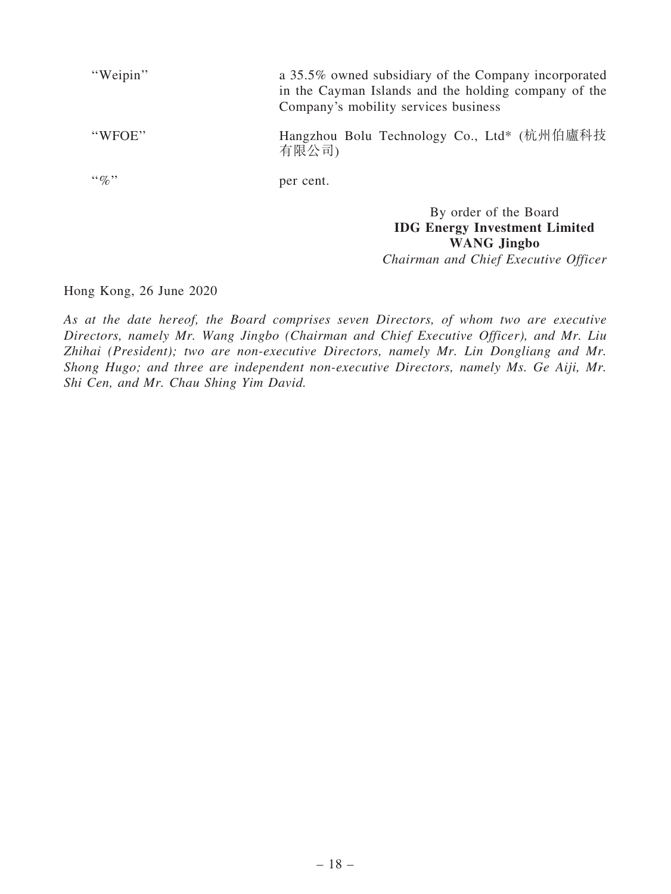| | |
|---|---|
| "Weipin" | a 35.5% owned subsidiary of the Company incorporated in the Cayman Islands and the holding company of the Company's mobility services business |
| "WFOE" | Hangzhou Bolu Technology Co., Ltd* (杭州伯盧科技有限公司) |
| "%" | per cent. |

By order of the Board
**IDG Energy Investment Limited**
**WANG Jingbo**
*Chairman and Chief Executive Officer*

Hong Kong, 26 June 2020

*As at the date hereof, the Board comprises seven Directors, of whom two are executive Directors, namely Mr. Wang Jingbo (Chairman and Chief Executive Officer), and Mr. Liu Zhihai (President); two are non-executive Directors, namely Mr. Lin Dongliang and Mr. Shong Hugo; and three are independent non-executive Directors, namely Ms. Ge Aiji, Mr. Shi Cen, and Mr. Chau Shing Yim David.*